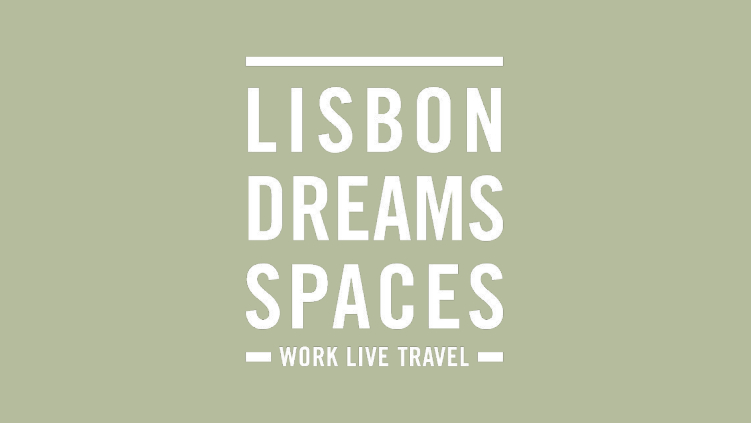# LISBON DREAMS SPACES

— WORK LIVE TRAVEL —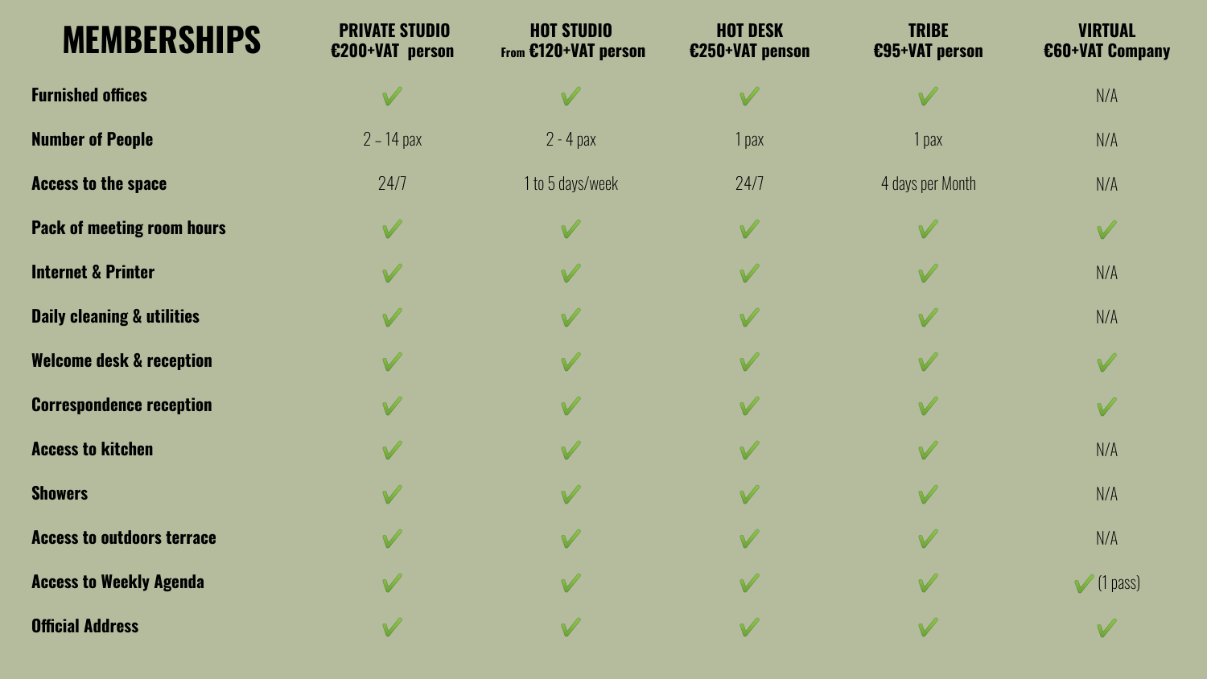| MEMBERSHIPS | PRIVATE STUDIO €200+VAT person | HOT STUDIO From €120+VAT person | HOT DESK €250+VAT penson | TRIBE €95+VAT person | VIRTUAL €60+VAT Company |
|---|---|---|---|---|---|
| **Furnished offices** | ✔ | ✔ | ✔ | ✔ | N/A |
| **Number of People** | 2 – 14 pax | 2 - 4 pax | 1 pax | 1 pax | N/A |
| **Access to the space** | 24/7 | 1 to 5 days/week | 24/7 | 4 days per Month | N/A |
| **Pack of meeting room hours** | ✔ | ✔ | ✔ | ✔ | ✔ |
| **Internet & Printer** | ✔ | ✔ | ✔ | ✔ | N/A |
| **Daily cleaning & utilities** | ✔ | ✔ | ✔ | ✔ | N/A |
| **Welcome desk & reception** | ✔ | ✔ | ✔ | ✔ | ✔ |
| **Correspondence reception** | ✔ | ✔ | ✔ | ✔ | ✔ |
| **Access to kitchen** | ✔ | ✔ | ✔ | ✔ | N/A |
| **Showers** | ✔ | ✔ | ✔ | ✔ | N/A |
| **Access to outdoors terrace** | ✔ | ✔ | ✔ | ✔ | N/A |
| **Access to Weekly Agenda** | ✔ | ✔ | ✔ | ✔ | ✔ (1 pass) |
| **Official Address** | ✔ | ✔ | ✔ | ✔ | ✔ |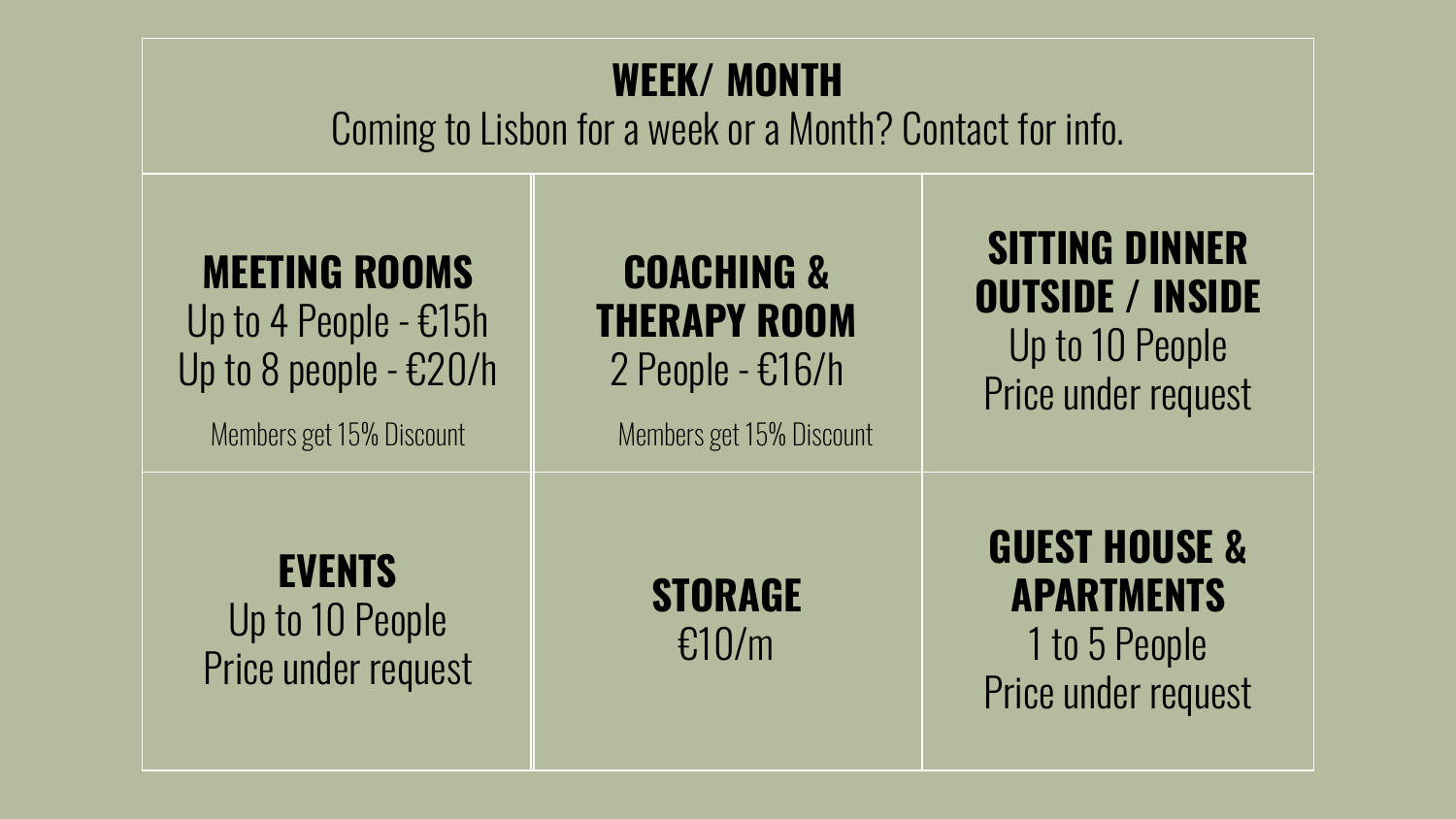## WEEK/ MONTH

Coming to Lisbon for a week or a Month? Contact for info.

### MEETING ROOMS

Up to 4 People - €15h
Up to 8 people - €20/h

Members get 15% Discount

### COACHING & THERAPY ROOM

2 People - €16/h

Members get 15% Discount

### SITTING DINNER OUTSIDE / INSIDE

Up to 10 People
Price under request

### EVENTS

Up to 10 People
Price under request

### STORAGE

€10/m

### GUEST HOUSE & APARTMENTS

1 to 5 People
Price under request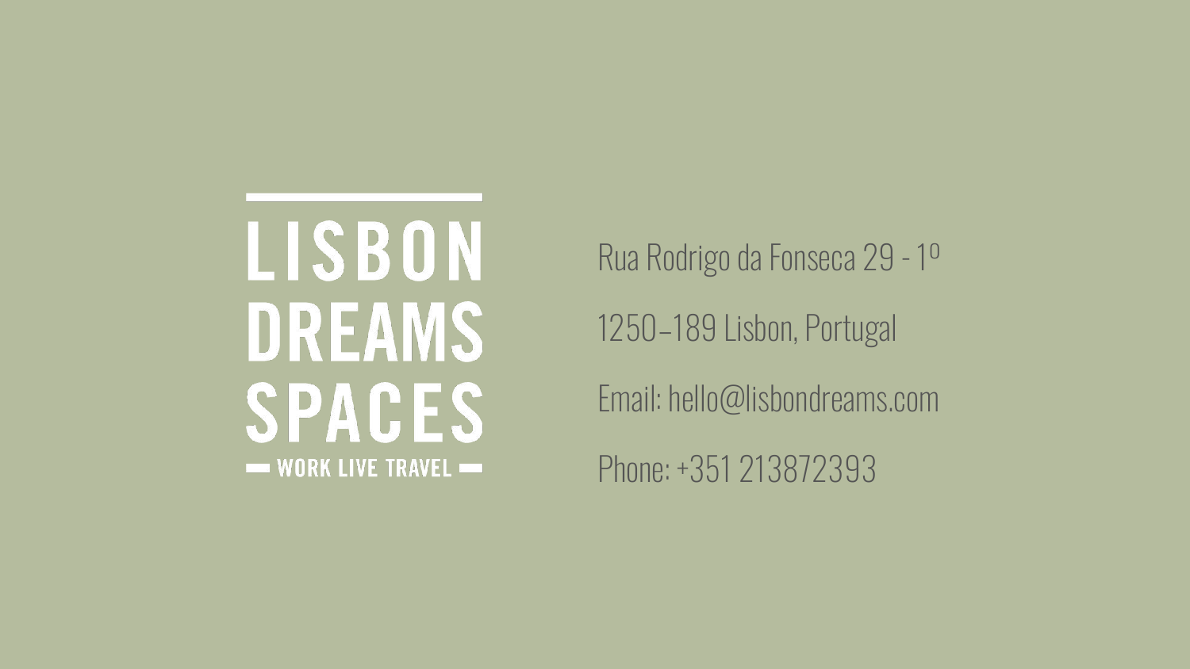LISBON
DREAMS
SPACES
WORK LIVE TRAVEL

Rua Rodrigo da Fonseca 29 - 1º

1250–189 Lisbon, Portugal

Email: hello@lisbondreams.com

Phone: +351 213872393